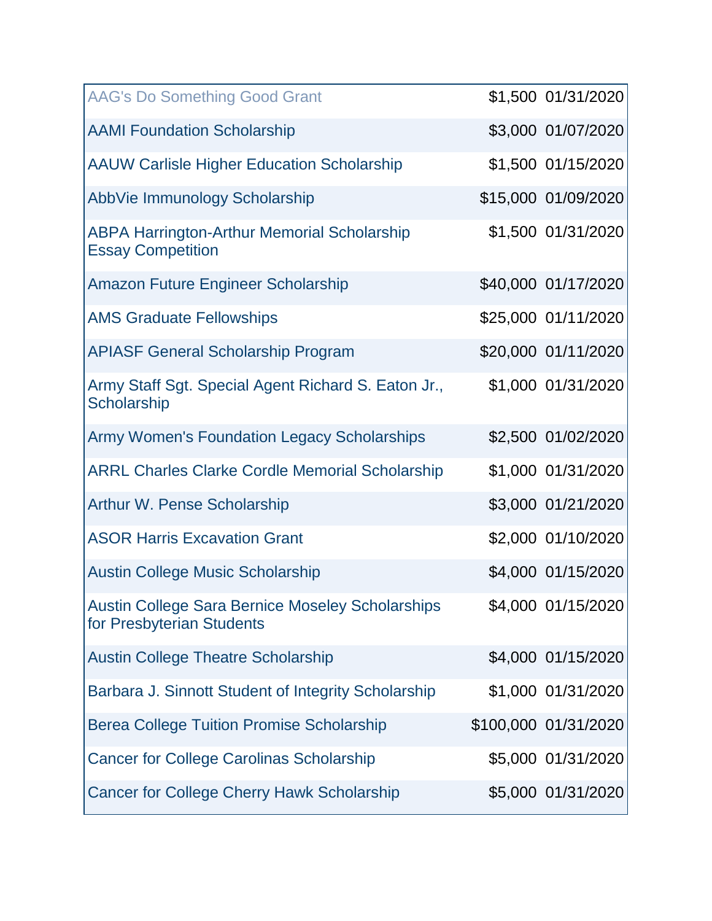| | | |
|---|---|---|
| AAG's Do Something Good Grant | $1,500 | 01/31/2020 |
| AAMI Foundation Scholarship | $3,000 | 01/07/2020 |
| AAUW Carlisle Higher Education Scholarship | $1,500 | 01/15/2020 |
| AbbVie Immunology Scholarship | $15,000 | 01/09/2020 |
| ABPA Harrington-Arthur Memorial Scholarship Essay Competition | $1,500 | 01/31/2020 |
| Amazon Future Engineer Scholarship | $40,000 | 01/17/2020 |
| AMS Graduate Fellowships | $25,000 | 01/11/2020 |
| APIASF General Scholarship Program | $20,000 | 01/11/2020 |
| Army Staff Sgt. Special Agent Richard S. Eaton Jr., Scholarship | $1,000 | 01/31/2020 |
| Army Women's Foundation Legacy Scholarships | $2,500 | 01/02/2020 |
| ARRL Charles Clarke Cordle Memorial Scholarship | $1,000 | 01/31/2020 |
| Arthur W. Pense Scholarship | $3,000 | 01/21/2020 |
| ASOR Harris Excavation Grant | $2,000 | 01/10/2020 |
| Austin College Music Scholarship | $4,000 | 01/15/2020 |
| Austin College Sara Bernice Moseley Scholarships for Presbyterian Students | $4,000 | 01/15/2020 |
| Austin College Theatre Scholarship | $4,000 | 01/15/2020 |
| Barbara J. Sinnott Student of Integrity Scholarship | $1,000 | 01/31/2020 |
| Berea College Tuition Promise Scholarship | $100,000 | 01/31/2020 |
| Cancer for College Carolinas Scholarship | $5,000 | 01/31/2020 |
| Cancer for College Cherry Hawk Scholarship | $5,000 | 01/31/2020 |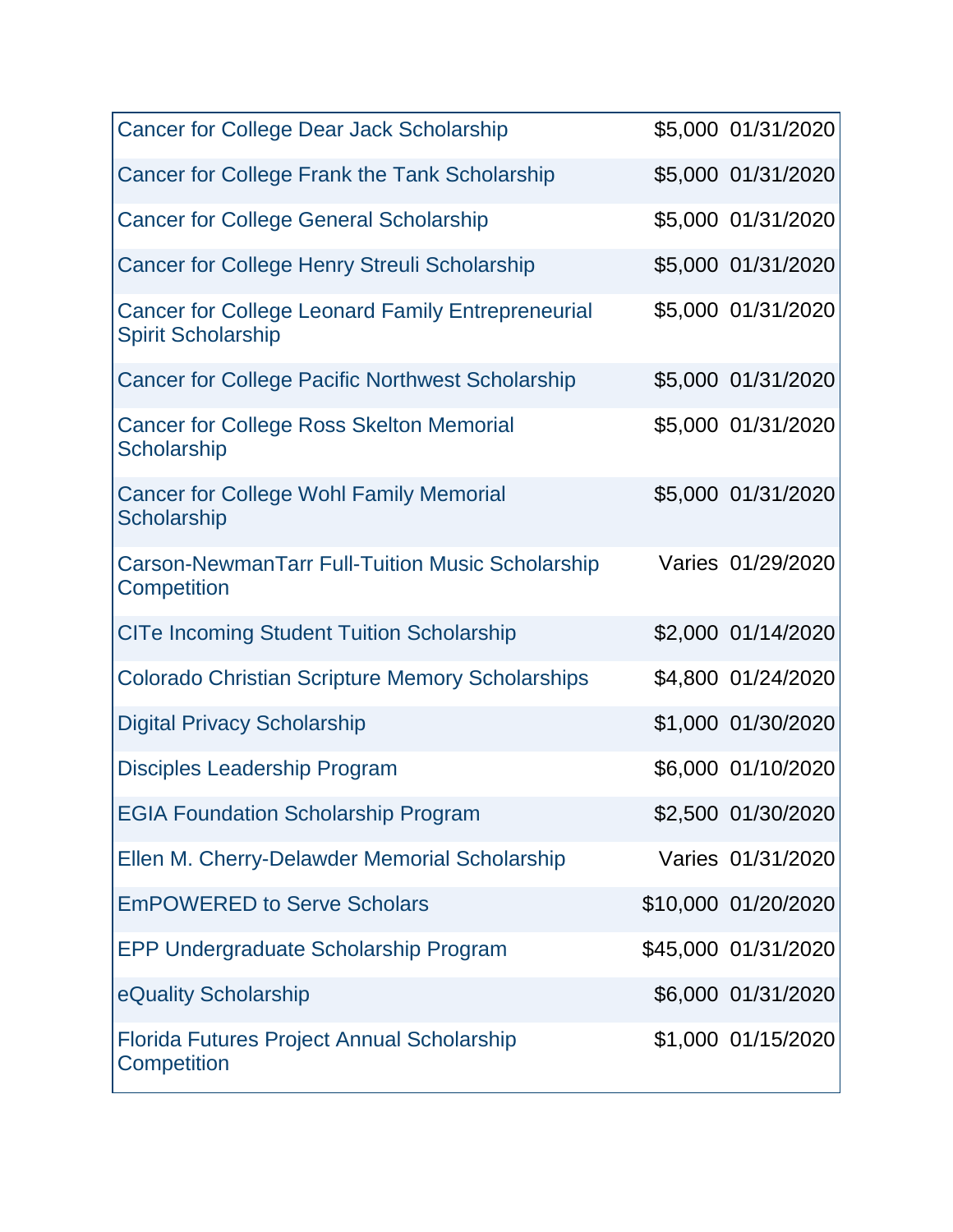| | | |
|---|---|---|
| Cancer for College Dear Jack Scholarship | $5,000 | 01/31/2020 |
| Cancer for College Frank the Tank Scholarship | $5,000 | 01/31/2020 |
| Cancer for College General Scholarship | $5,000 | 01/31/2020 |
| Cancer for College Henry Streuli Scholarship | $5,000 | 01/31/2020 |
| Cancer for College Leonard Family Entrepreneurial Spirit Scholarship | $5,000 | 01/31/2020 |
| Cancer for College Pacific Northwest Scholarship | $5,000 | 01/31/2020 |
| Cancer for College Ross Skelton Memorial Scholarship | $5,000 | 01/31/2020 |
| Cancer for College Wohl Family Memorial Scholarship | $5,000 | 01/31/2020 |
| Carson-NewmanTarr Full-Tuition Music Scholarship Competition | Varies | 01/29/2020 |
| CITe Incoming Student Tuition Scholarship | $2,000 | 01/14/2020 |
| Colorado Christian Scripture Memory Scholarships | $4,800 | 01/24/2020 |
| Digital Privacy Scholarship | $1,000 | 01/30/2020 |
| Disciples Leadership Program | $6,000 | 01/10/2020 |
| EGIA Foundation Scholarship Program | $2,500 | 01/30/2020 |
| Ellen M. Cherry-Delawder Memorial Scholarship | Varies | 01/31/2020 |
| EmPOWERED to Serve Scholars | $10,000 | 01/20/2020 |
| EPP Undergraduate Scholarship Program | $45,000 | 01/31/2020 |
| eQuality Scholarship | $6,000 | 01/31/2020 |
| Florida Futures Project Annual Scholarship Competition | $1,000 | 01/15/2020 |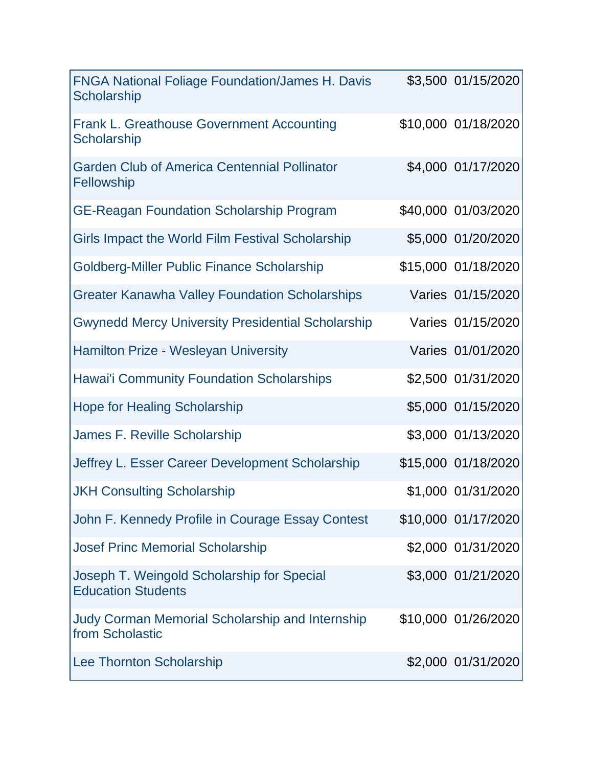| | | |
|---|---|---|
| FNGA National Foliage Foundation/James H. Davis Scholarship | $3,500 | 01/15/2020 |
| Frank L. Greathouse Government Accounting Scholarship | $10,000 | 01/18/2020 |
| Garden Club of America Centennial Pollinator Fellowship | $4,000 | 01/17/2020 |
| GE-Reagan Foundation Scholarship Program | $40,000 | 01/03/2020 |
| Girls Impact the World Film Festival Scholarship | $5,000 | 01/20/2020 |
| Goldberg-Miller Public Finance Scholarship | $15,000 | 01/18/2020 |
| Greater Kanawha Valley Foundation Scholarships | Varies | 01/15/2020 |
| Gwynedd Mercy University Presidential Scholarship | Varies | 01/15/2020 |
| Hamilton Prize - Wesleyan University | Varies | 01/01/2020 |
| Hawai'i Community Foundation Scholarships | $2,500 | 01/31/2020 |
| Hope for Healing Scholarship | $5,000 | 01/15/2020 |
| James F. Reville Scholarship | $3,000 | 01/13/2020 |
| Jeffrey L. Esser Career Development Scholarship | $15,000 | 01/18/2020 |
| JKH Consulting Scholarship | $1,000 | 01/31/2020 |
| John F. Kennedy Profile in Courage Essay Contest | $10,000 | 01/17/2020 |
| Josef Princ Memorial Scholarship | $2,000 | 01/31/2020 |
| Joseph T. Weingold Scholarship for Special Education Students | $3,000 | 01/21/2020 |
| Judy Corman Memorial Scholarship and Internship from Scholastic | $10,000 | 01/26/2020 |
| Lee Thornton Scholarship | $2,000 | 01/31/2020 |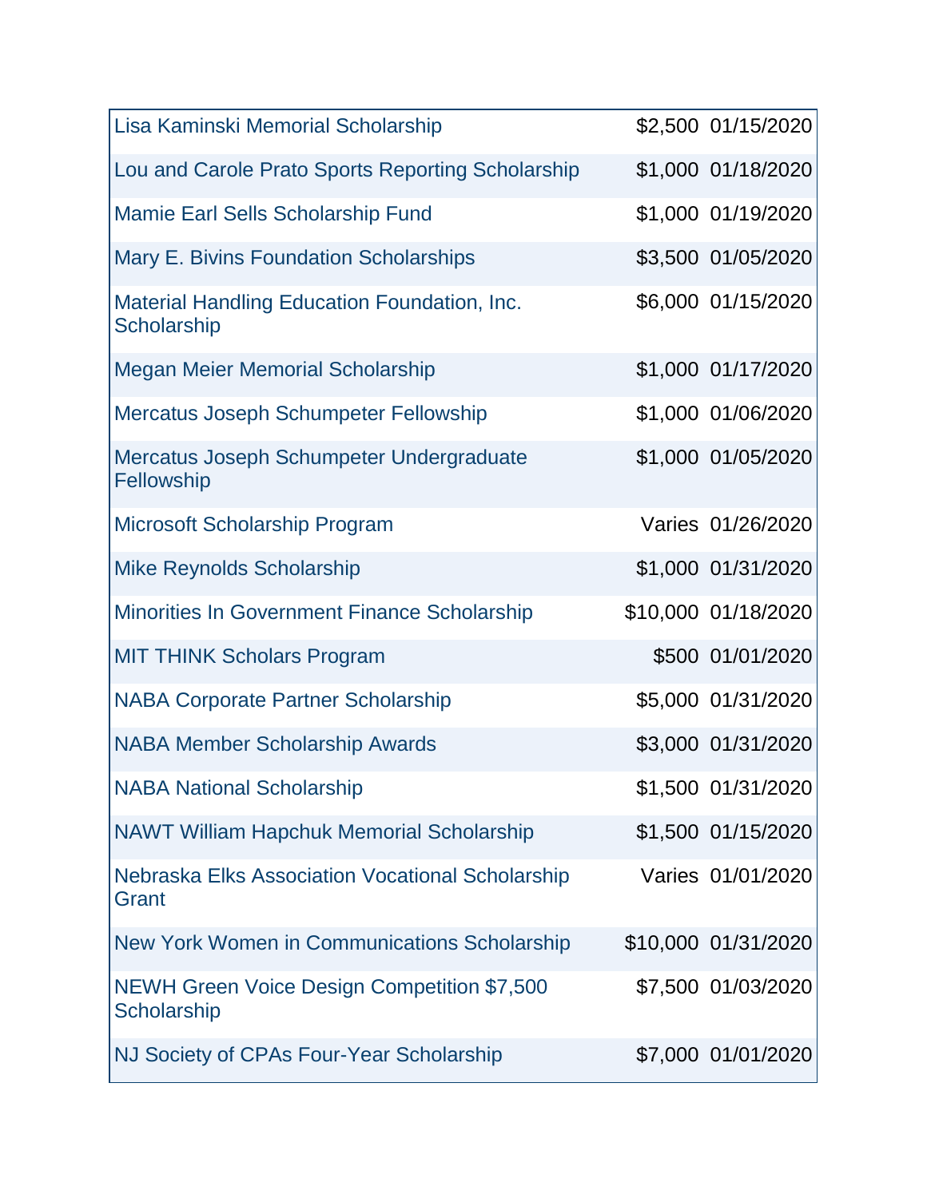| | | |
|---|---|---|
| Lisa Kaminski Memorial Scholarship | $2,500 | 01/15/2020 |
| Lou and Carole Prato Sports Reporting Scholarship | $1,000 | 01/18/2020 |
| Mamie Earl Sells Scholarship Fund | $1,000 | 01/19/2020 |
| Mary E. Bivins Foundation Scholarships | $3,500 | 01/05/2020 |
| Material Handling Education Foundation, Inc. Scholarship | $6,000 | 01/15/2020 |
| Megan Meier Memorial Scholarship | $1,000 | 01/17/2020 |
| Mercatus Joseph Schumpeter Fellowship | $1,000 | 01/06/2020 |
| Mercatus Joseph Schumpeter Undergraduate Fellowship | $1,000 | 01/05/2020 |
| Microsoft Scholarship Program | Varies | 01/26/2020 |
| Mike Reynolds Scholarship | $1,000 | 01/31/2020 |
| Minorities In Government Finance Scholarship | $10,000 | 01/18/2020 |
| MIT THINK Scholars Program | $500 | 01/01/2020 |
| NABA Corporate Partner Scholarship | $5,000 | 01/31/2020 |
| NABA Member Scholarship Awards | $3,000 | 01/31/2020 |
| NABA National Scholarship | $1,500 | 01/31/2020 |
| NAWT William Hapchuk Memorial Scholarship | $1,500 | 01/15/2020 |
| Nebraska Elks Association Vocational Scholarship Grant | Varies | 01/01/2020 |
| New York Women in Communications Scholarship | $10,000 | 01/31/2020 |
| NEWH Green Voice Design Competition $7,500 Scholarship | $7,500 | 01/03/2020 |
| NJ Society of CPAs Four-Year Scholarship | $7,000 | 01/01/2020 |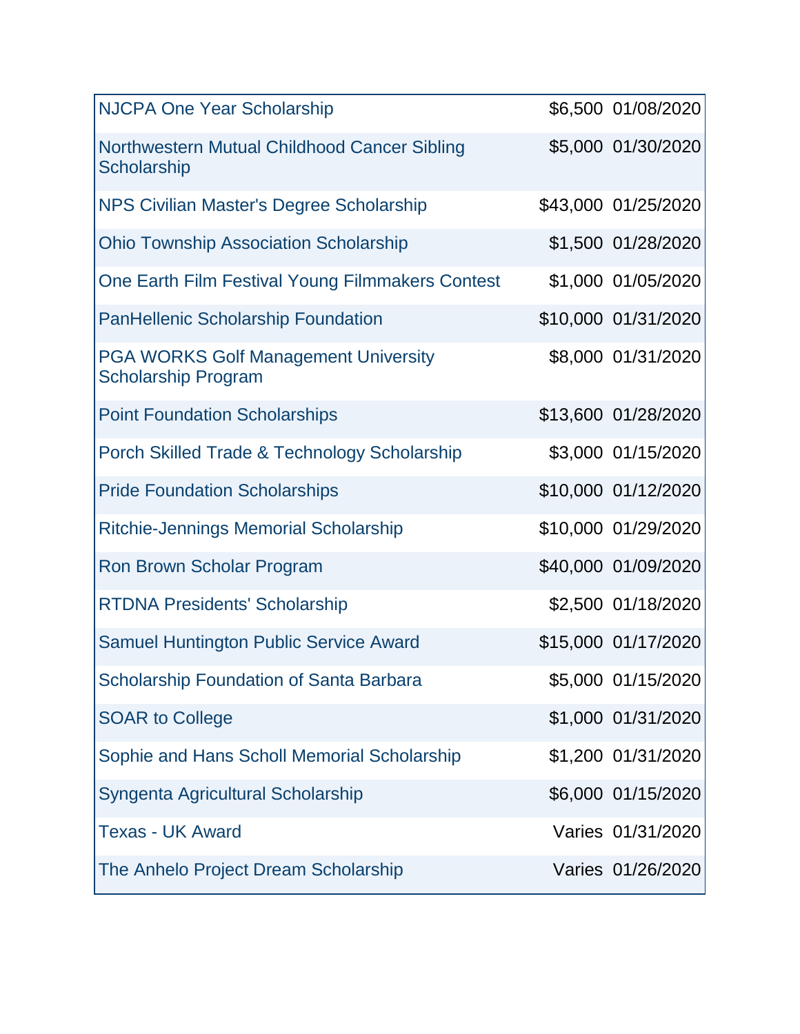| | | |
|---|---|---|
| NJCPA One Year Scholarship | $6,500 | 01/08/2020 |
| Northwestern Mutual Childhood Cancer Sibling Scholarship | $5,000 | 01/30/2020 |
| NPS Civilian Master's Degree Scholarship | $43,000 | 01/25/2020 |
| Ohio Township Association Scholarship | $1,500 | 01/28/2020 |
| One Earth Film Festival Young Filmmakers Contest | $1,000 | 01/05/2020 |
| PanHellenic Scholarship Foundation | $10,000 | 01/31/2020 |
| PGA WORKS Golf Management University Scholarship Program | $8,000 | 01/31/2020 |
| Point Foundation Scholarships | $13,600 | 01/28/2020 |
| Porch Skilled Trade & Technology Scholarship | $3,000 | 01/15/2020 |
| Pride Foundation Scholarships | $10,000 | 01/12/2020 |
| Ritchie-Jennings Memorial Scholarship | $10,000 | 01/29/2020 |
| Ron Brown Scholar Program | $40,000 | 01/09/2020 |
| RTDNA Presidents' Scholarship | $2,500 | 01/18/2020 |
| Samuel Huntington Public Service Award | $15,000 | 01/17/2020 |
| Scholarship Foundation of Santa Barbara | $5,000 | 01/15/2020 |
| SOAR to College | $1,000 | 01/31/2020 |
| Sophie and Hans Scholl Memorial Scholarship | $1,200 | 01/31/2020 |
| Syngenta Agricultural Scholarship | $6,000 | 01/15/2020 |
| Texas - UK Award | Varies | 01/31/2020 |
| The Anhelo Project Dream Scholarship | Varies | 01/26/2020 |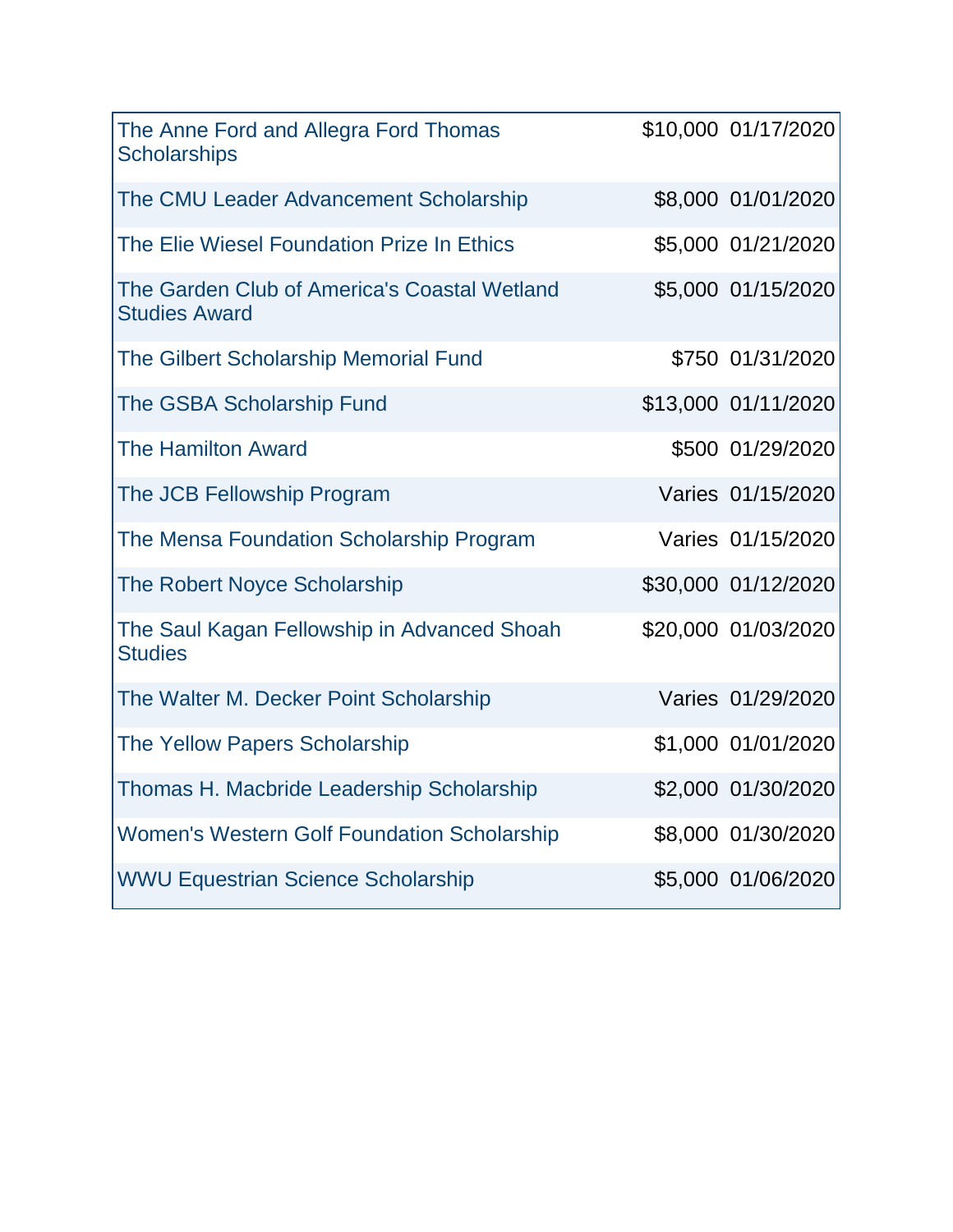| | | |
|---|---|---|
| The Anne Ford and Allegra Ford Thomas Scholarships | $10,000 | 01/17/2020 |
| The CMU Leader Advancement Scholarship | $8,000 | 01/01/2020 |
| The Elie Wiesel Foundation Prize In Ethics | $5,000 | 01/21/2020 |
| The Garden Club of America's Coastal Wetland Studies Award | $5,000 | 01/15/2020 |
| The Gilbert Scholarship Memorial Fund | $750 | 01/31/2020 |
| The GSBA Scholarship Fund | $13,000 | 01/11/2020 |
| The Hamilton Award | $500 | 01/29/2020 |
| The JCB Fellowship Program | Varies | 01/15/2020 |
| The Mensa Foundation Scholarship Program | Varies | 01/15/2020 |
| The Robert Noyce Scholarship | $30,000 | 01/12/2020 |
| The Saul Kagan Fellowship in Advanced Shoah Studies | $20,000 | 01/03/2020 |
| The Walter M. Decker Point Scholarship | Varies | 01/29/2020 |
| The Yellow Papers Scholarship | $1,000 | 01/01/2020 |
| Thomas H. Macbride Leadership Scholarship | $2,000 | 01/30/2020 |
| Women's Western Golf Foundation Scholarship | $8,000 | 01/30/2020 |
| WWU Equestrian Science Scholarship | $5,000 | 01/06/2020 |